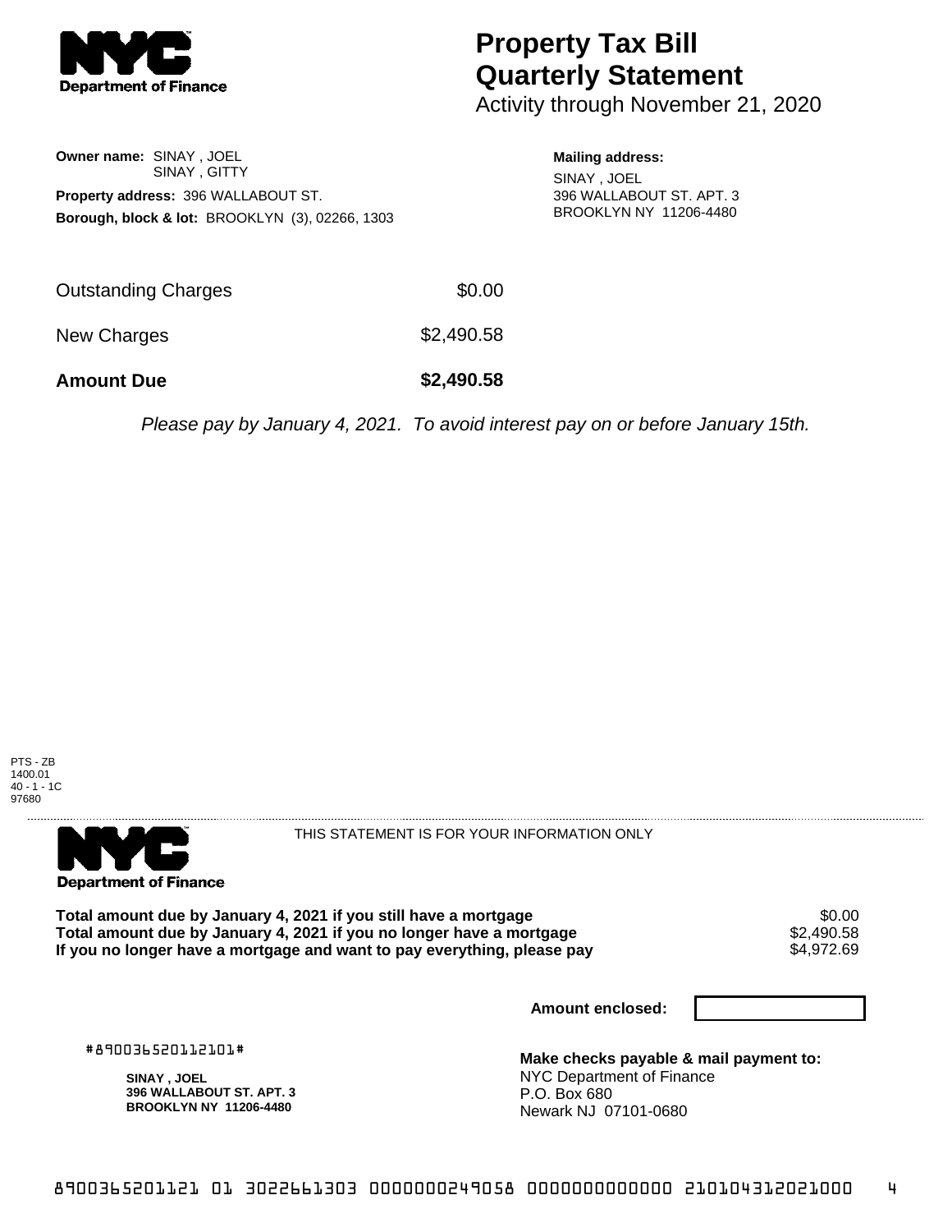**NYC Department of Finance**

# Property Tax Bill Quarterly Statement

Activity through November 21, 2020

**Owner name:** SINAY , JOEL
SINAY , GITTY

**Property address:** 396 WALLABOUT ST.

**Borough, block & lot:** BROOKLYN (3), 02266, 1303

**Mailing address:**
SINAY , JOEL
396 WALLABOUT ST. APT. 3
BROOKLYN NY 11206-4480

| | |
|---|---|
| Outstanding Charges | $0.00 |
| New Charges | $2,490.58 |
| **Amount Due** | **$2,490.58** |

*Please pay by January 4, 2021. To avoid interest pay on or before January 15th.*

PTS - ZB
1400.01
40 - 1 - 1C
97680

**NYC Department of Finance**

THIS STATEMENT IS FOR YOUR INFORMATION ONLY

| | |
|---|---|
| **Total amount due by January 4, 2021 if you still have a mortgage** | $0.00 |
| **Total amount due by January 4, 2021 if you no longer have a mortgage** | $2,490.58 |
| **If you no longer have a mortgage and want to pay everything, please pay** | $4,972.69 |

**Amount enclosed:**

#890036520112101#

**SINAY , JOEL**
**396 WALLABOUT ST. APT. 3**
**BROOKLYN NY 11206-4480**

**Make checks payable & mail payment to:**
NYC Department of Finance
P.O. Box 680
Newark NJ 07101-0680

890036520112101 01 3022661303 0000000249058 0000000000000 210104312021000 4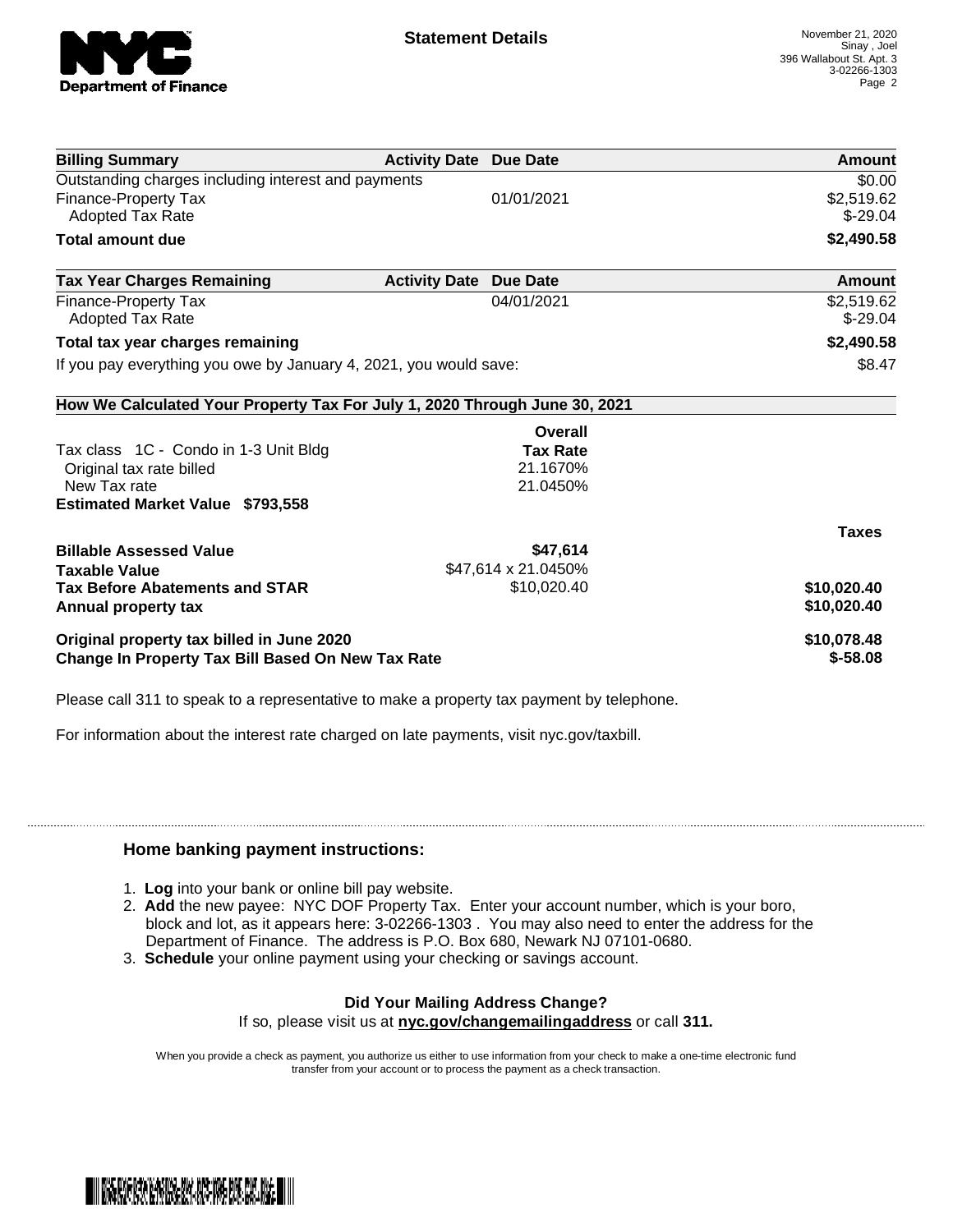# Statement Details

November 21, 2020
Sinay , Joel
396 Wallabout St. Apt. 3
3-02266-1303

| Billing Summary | Activity Date | Due Date | Amount |
|---|---|---|---|
| Outstanding charges including interest and payments | | | $0.00 |
| Finance-Property Tax | | 01/01/2021 | $2,519.62 |
| Adopted Tax Rate | | | $-29.04 |
| **Total amount due** | | | **$2,490.58** |

| Tax Year Charges Remaining | Activity Date | Due Date | Amount |
|---|---|---|---|
| Finance-Property Tax | | 04/01/2021 | $2,519.62 |
| Adopted Tax Rate | | | $-29.04 |
| **Total tax year charges remaining** | | | **$2,490.58** |
| If you pay everything you owe by January 4, 2021, you would save: | | | $8.47 |

## How We Calculated Your Property Tax For July 1, 2020 Through June 30, 2021

| | Overall Tax Rate | |
|---|---|---|
| Tax class 1C - Condo in 1-3 Unit Bldg | | |
| Original tax rate billed | 21.1670% | |
| New Tax rate | 21.0450% | |
| **Estimated Market Value $793,558** | | |

| | | Taxes |
|---|---|---|
| **Billable Assessed Value** | **$47,614** | |
| **Taxable Value** | $47,614 x 21.0450% | |
| **Tax Before Abatements and STAR** | $10,020.40 | **$10,020.40** |
| **Annual property tax** | | **$10,020.40** |
| **Original property tax billed in June 2020** | | **$10,078.48** |
| **Change In Property Tax Bill Based On New Tax Rate** | | **$-58.08** |

Please call 311 to speak to a representative to make a property tax payment by telephone.

For information about the interest rate charged on late payments, visit nyc.gov/taxbill.

### Home banking payment instructions:

1. **Log** into your bank or online bill pay website.
2. **Add** the new payee: NYC DOF Property Tax. Enter your account number, which is your boro, block and lot, as it appears here: 3-02266-1303 . You may also need to enter the address for the Department of Finance. The address is P.O. Box 680, Newark NJ 07101-0680.
3. **Schedule** your online payment using your checking or savings account.

**Did Your Mailing Address Change?**
If so, please visit us at **nyc.gov/changemailingaddress** or call **311.**

When you provide a check as payment, you authorize us either to use information from your check to make a one-time electronic fund transfer from your account or to process the payment as a check transaction.